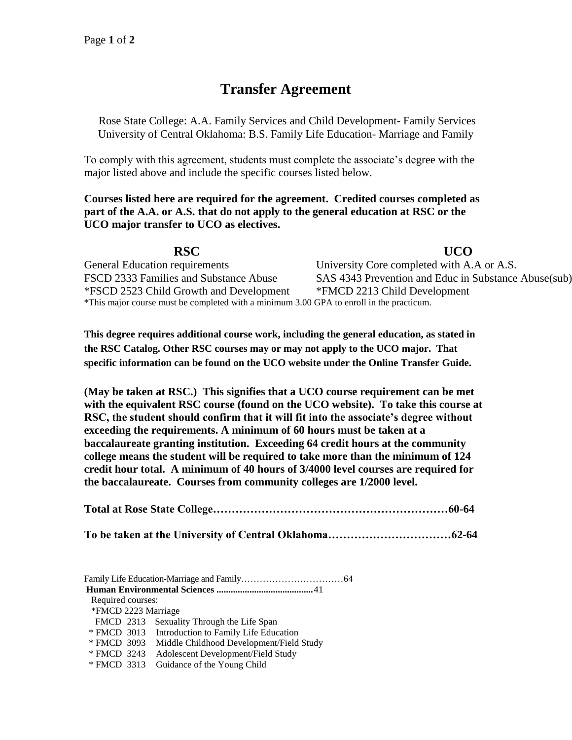# Transfer Agreement

Rose State College: A.A. Family Services and Child Development- Family Services
University of Central Oklahoma: B.S. Family Life Education- Marriage and Family

To comply with this agreement, students must complete the associate's degree with the major listed above and include the specific courses listed below.

**Courses listed here are required for the agreement. Credited courses completed as part of the A.A. or A.S. that do not apply to the general education at RSC or the UCO major transfer to UCO as electives.**

| RSC | UCO |
|---|---|
| General Education requirements | University Core completed with A.A or A.S. |
| FSCD 2333 Families and Substance Abuse | SAS 4343 Prevention and Educ in Substance Abuse(sub) |
| *FSCD 2523 Child Growth and Development | *FMCD 2213 Child Development |

*This major course must be completed with a minimum 3.00 GPA to enroll in the practicum.

**This degree requires additional course work, including the general education, as stated in the RSC Catalog. Other RSC courses may or may not apply to the UCO major. That specific information can be found on the UCO website under the Online Transfer Guide.**

**(May be taken at RSC.) This signifies that a UCO course requirement can be met with the equivalent RSC course (found on the UCO website). To take this course at RSC, the student should confirm that it will fit into the associate's degree without exceeding the requirements. A minimum of 60 hours must be taken at a baccalaureate granting institution. Exceeding 64 credit hours at the community college means the student will be required to take more than the minimum of 124 credit hour total. A minimum of 40 hours of 3/4000 level courses are required for the baccalaureate. Courses from community colleges are 1/2000 level.**

**Total at Rose State College………………………………………………………60-64**

**To be taken at the University of Central Oklahoma……………………………62-64**

Family Life Education-Marriage and Family……………………………64

**Human Environmental Sciences** ........................................41

Required courses:

*FMCD 2223 Marriage
FMCD 2313 Sexuality Through the Life Span
* FMCD 3013 Introduction to Family Life Education
* FMCD 3093 Middle Childhood Development/Field Study
* FMCD 3243 Adolescent Development/Field Study
* FMCD 3313 Guidance of the Young Child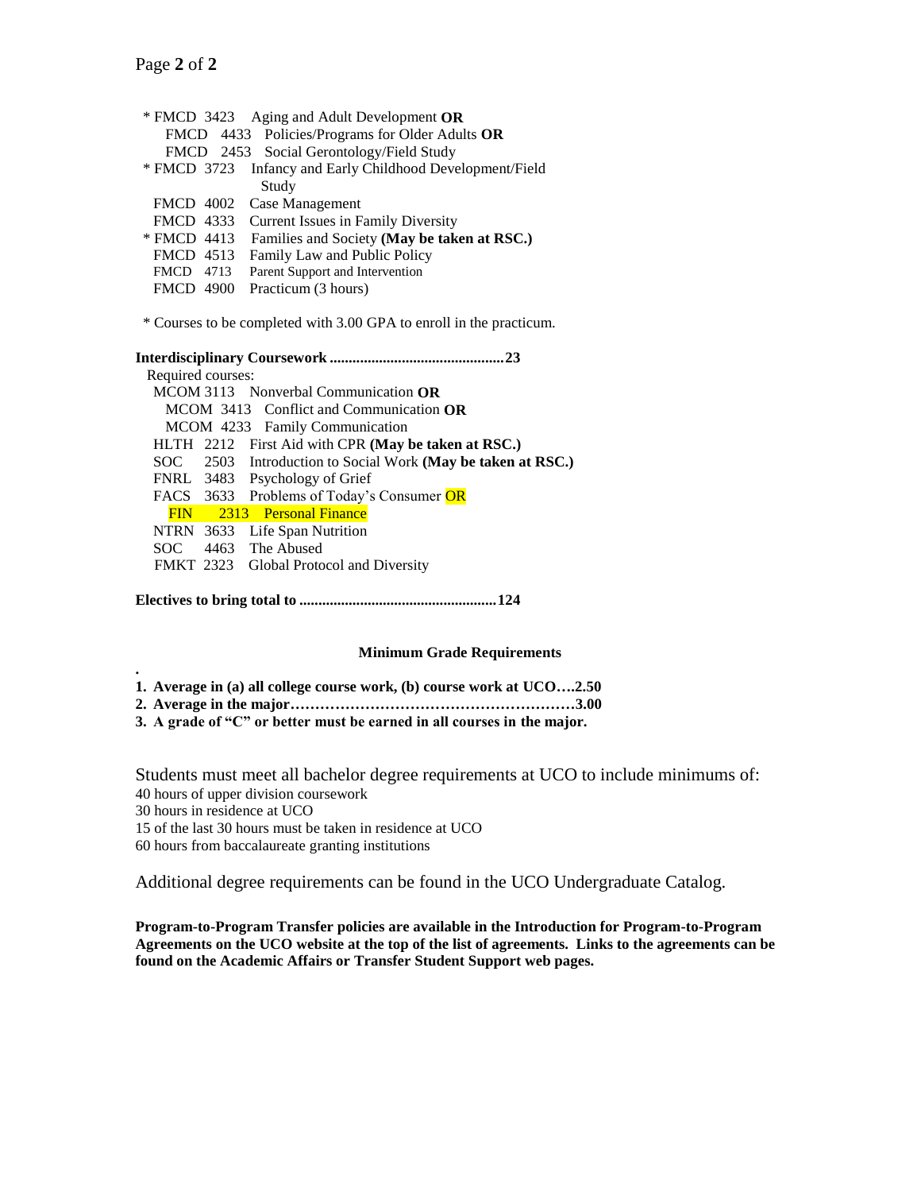\* FMCD 3423 Aging and Adult Development **OR**
FMCD 4433 Policies/Programs for Older Adults **OR**
FMCD 2453 Social Gerontology/Field Study
\* FMCD 3723 Infancy and Early Childhood Development/Field Study
FMCD 4002 Case Management
FMCD 4333 Current Issues in Family Diversity
\* FMCD 4413 Families and Society **(May be taken at RSC.)**
FMCD 4513 Family Law and Public Policy
FMCD 4713 Parent Support and Intervention
FMCD 4900 Practicum (3 hours)

\* Courses to be completed with 3.00 GPA to enroll in the practicum.

**Interdisciplinary Coursework ............................................. 23**

Required courses:
MCOM 3113 Nonverbal Communication **OR**
MCOM 3413 Conflict and Communication **OR**
MCOM 4233 Family Communication
HLTH 2212 First Aid with CPR **(May be taken at RSC.)**
SOC 2503 Introduction to Social Work **(May be taken at RSC.)**
FNRL 3483 Psychology of Grief
FACS 3633 Problems of Today's Consumer OR
FIN 2313 Personal Finance
NTRN 3633 Life Span Nutrition
SOC 4463 The Abused
FMKT 2323 Global Protocol and Diversity

**Electives to bring total to ................................................... 124**

**Minimum Grade Requirements**

.
**1. Average in (a) all college course work, (b) course work at UCO….2.50**
**2. Average in the major…………………………………………………3.00**
**3. A grade of "C" or better must be earned in all courses in the major.**

Students must meet all bachelor degree requirements at UCO to include minimums of:
40 hours of upper division coursework
30 hours in residence at UCO
15 of the last 30 hours must be taken in residence at UCO
60 hours from baccalaureate granting institutions

Additional degree requirements can be found in the UCO Undergraduate Catalog.

**Program-to-Program Transfer policies are available in the Introduction for Program-to-Program Agreements on the UCO website at the top of the list of agreements. Links to the agreements can be found on the Academic Affairs or Transfer Student Support web pages.**